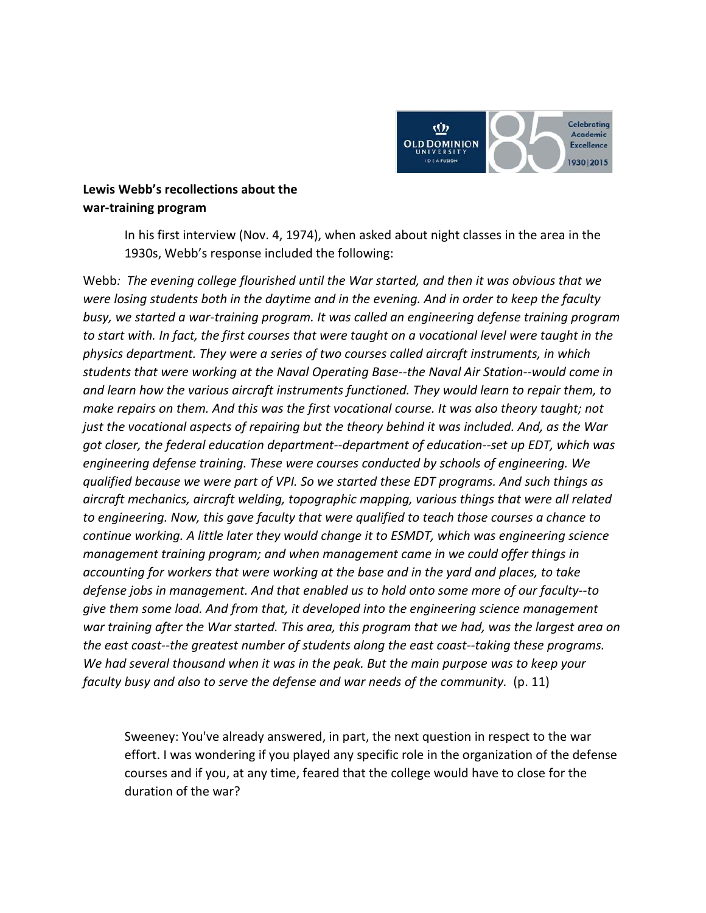**Lewis Webb's recollections about the war-training program**

In his first interview (Nov. 4, 1974), when asked about night classes in the area in the 1930s, Webb's response included the following:

Webb*: The evening college flourished until the War started, and then it was obvious that we were losing students both in the daytime and in the evening. And in order to keep the faculty busy, we started a war-training program. It was called an engineering defense training program to start with. In fact, the first courses that were taught on a vocational level were taught in the physics department. They were a series of two courses called aircraft instruments, in which students that were working at the Naval Operating Base--the Naval Air Station--would come in and learn how the various aircraft instruments functioned. They would learn to repair them, to make repairs on them. And this was the first vocational course. It was also theory taught; not just the vocational aspects of repairing but the theory behind it was included. And, as the War got closer, the federal education department--department of education--set up EDT, which was engineering defense training. These were courses conducted by schools of engineering. We qualified because we were part of VPI. So we started these EDT programs. And such things as aircraft mechanics, aircraft welding, topographic mapping, various things that were all related to engineering. Now, this gave faculty that were qualified to teach those courses a chance to continue working. A little later they would change it to ESMDT, which was engineering science management training program; and when management came in we could offer things in accounting for workers that were working at the base and in the yard and places, to take defense jobs in management. And that enabled us to hold onto some more of our faculty--to give them some load. And from that, it developed into the engineering science management war training after the War started. This area, this program that we had, was the largest area on the east coast--the greatest number of students along the east coast--taking these programs. We had several thousand when it was in the peak. But the main purpose was to keep your faculty busy and also to serve the defense and war needs of the community.* (p. 11)

Sweeney: You've already answered, in part, the next question in respect to the war effort. I was wondering if you played any specific role in the organization of the defense courses and if you, at any time, feared that the college would have to close for the duration of the war?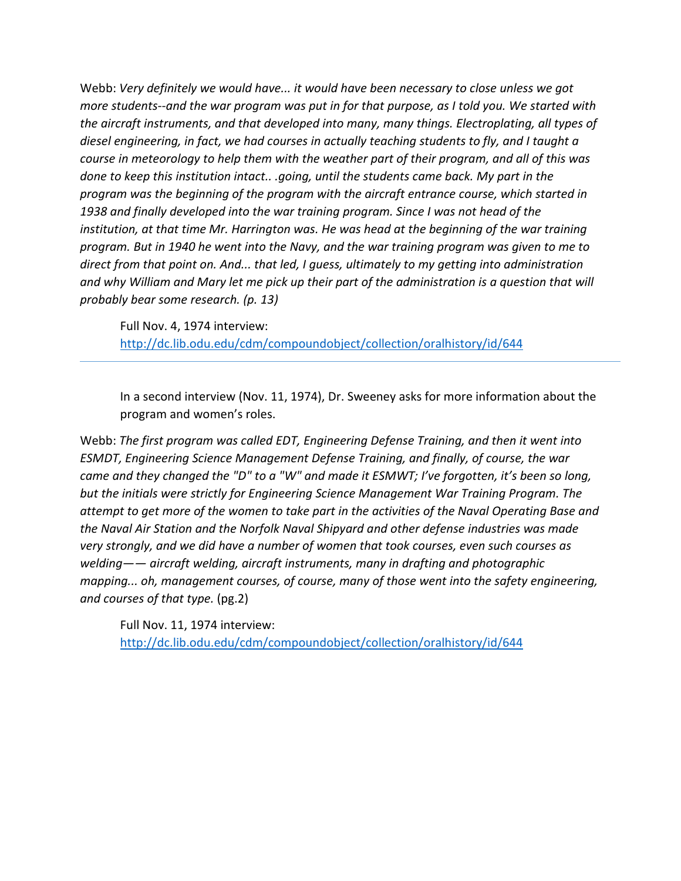Webb: *Very definitely we would have... it would have been necessary to close unless we got more students--and the war program was put in for that purpose, as I told you. We started with the aircraft instruments, and that developed into many, many things. Electroplating, all types of diesel engineering, in fact, we had courses in actually teaching students to fly, and I taught a course in meteorology to help them with the weather part of their program, and all of this was done to keep this institution intact.. .going, until the students came back. My part in the program was the beginning of the program with the aircraft entrance course, which started in 1938 and finally developed into the war training program. Since I was not head of the institution, at that time Mr. Harrington was. He was head at the beginning of the war training program. But in 1940 he went into the Navy, and the war training program was given to me to direct from that point on. And... that led, I guess, ultimately to my getting into administration and why William and Mary let me pick up their part of the administration is a question that will probably bear some research. (p. 13)*

> Full Nov. 4, 1974 interview:
> http://dc.lib.odu.edu/cdm/compoundobject/collection/oralhistory/id/644

---

> In a second interview (Nov. 11, 1974), Dr. Sweeney asks for more information about the program and women's roles.

Webb: *The first program was called EDT, Engineering Defense Training, and then it went into ESMDT, Engineering Science Management Defense Training, and finally, of course, the war came and they changed the "D" to a "W" and made it ESMWT; I've forgotten, it's been so long, but the initials were strictly for Engineering Science Management War Training Program. The attempt to get more of the women to take part in the activities of the Naval Operating Base and the Naval Air Station and the Norfolk Naval Shipyard and other defense industries was made very strongly, and we did have a number of women that took courses, even such courses as welding—— aircraft welding, aircraft instruments, many in drafting and photographic mapping... oh, management courses, of course, many of those went into the safety engineering, and courses of that type.* (pg.2)

> Full Nov. 11, 1974 interview:
> http://dc.lib.odu.edu/cdm/compoundobject/collection/oralhistory/id/644